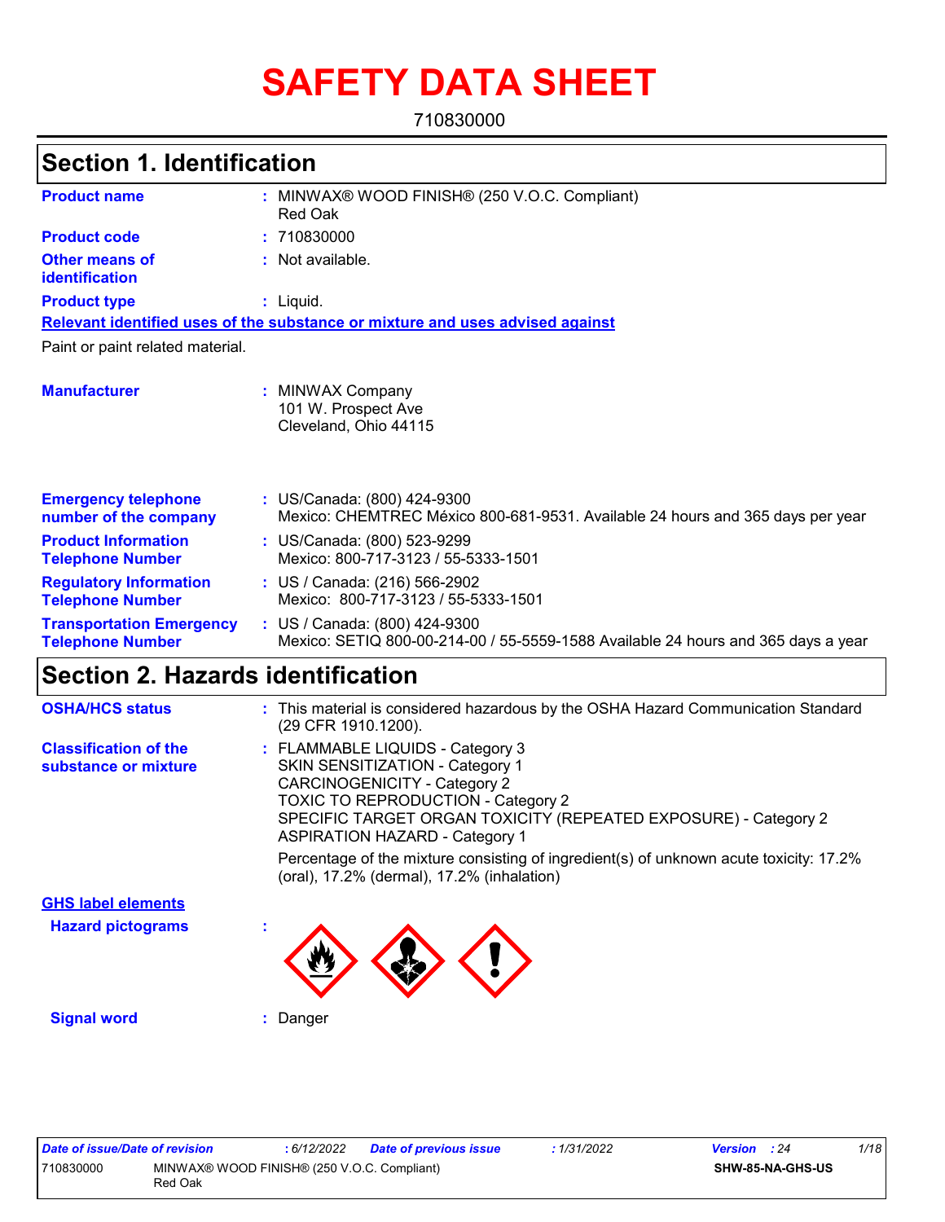# SAFETY DATA SHEET

710830000

## Section 1. Identification

**Product name** : MINWAX® WOOD FINISH® (250 V.O.C. Compliant) Red Oak

**Product code** : 710830000

**Other means of identification** : Not available.

**Product type** : Liquid.

**Relevant identified uses of the substance or mixture and uses advised against**

Paint or paint related material.

**Manufacturer** : MINWAX Company
101 W. Prospect Ave
Cleveland, Ohio 44115

**Emergency telephone number of the company** : US/Canada: (800) 424-9300
Mexico: CHEMTREC México 800-681-9531. Available 24 hours and 365 days per year

**Product Information Telephone Number** : US/Canada: (800) 523-9299
Mexico: 800-717-3123 / 55-5333-1501

**Regulatory Information Telephone Number** : US / Canada: (216) 566-2902
Mexico: 800-717-3123 / 55-5333-1501

**Transportation Emergency Telephone Number** : US / Canada: (800) 424-9300
Mexico: SETIQ 800-00-214-00 / 55-5559-1588 Available 24 hours and 365 days a year

## Section 2. Hazards identification

**OSHA/HCS status** : This material is considered hazardous by the OSHA Hazard Communication Standard (29 CFR 1910.1200).

**Classification of the substance or mixture** : FLAMMABLE LIQUIDS - Category 3
SKIN SENSITIZATION - Category 1
CARCINOGENICITY - Category 2
TOXIC TO REPRODUCTION - Category 2
SPECIFIC TARGET ORGAN TOXICITY (REPEATED EXPOSURE) - Category 2
ASPIRATION HAZARD - Category 1

Percentage of the mixture consisting of ingredient(s) of unknown acute toxicity: 17.2% (oral), 17.2% (dermal), 17.2% (inhalation)

**GHS label elements**

**Hazard pictograms** :

**Signal word** : Danger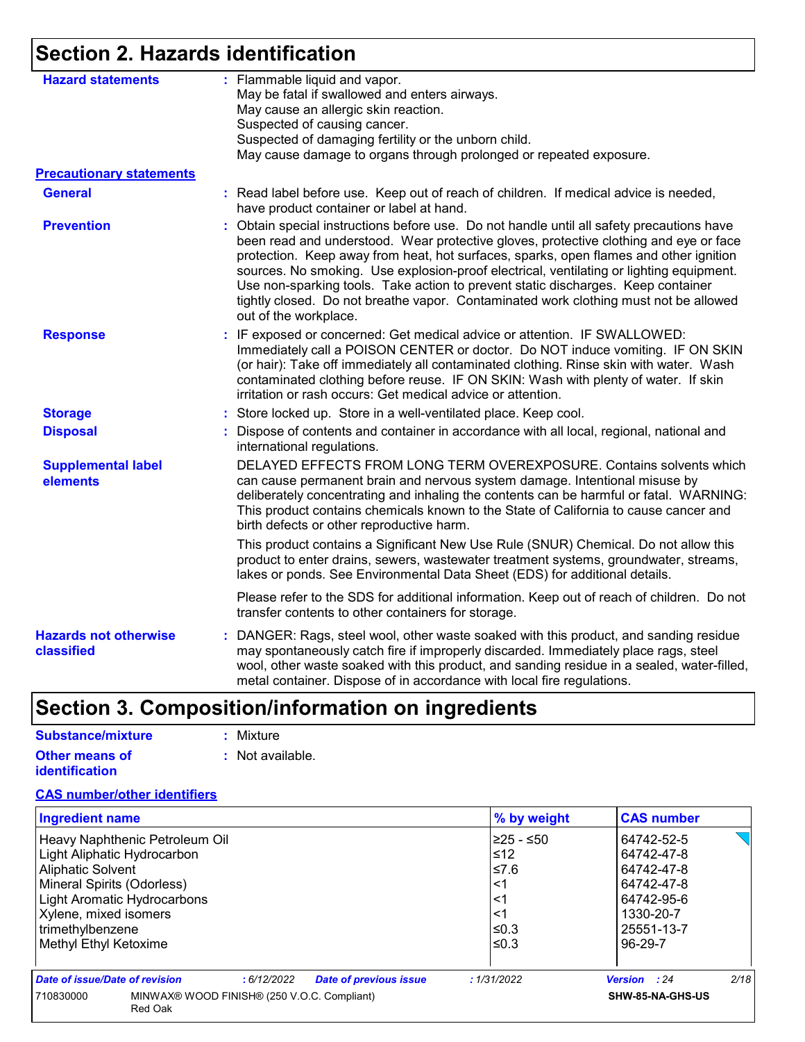## Section 2. Hazards identification

**Hazard statements** : Flammable liquid and vapor.
May be fatal if swallowed and enters airways.
May cause an allergic skin reaction.
Suspected of causing cancer.
Suspected of damaging fertility or the unborn child.
May cause damage to organs through prolonged or repeated exposure.

**Precautionary statements**

**General** : Read label before use. Keep out of reach of children. If medical advice is needed, have product container or label at hand.

**Prevention** : Obtain special instructions before use. Do not handle until all safety precautions have been read and understood. Wear protective gloves, protective clothing and eye or face protection. Keep away from heat, hot surfaces, sparks, open flames and other ignition sources. No smoking. Use explosion-proof electrical, ventilating or lighting equipment. Use non-sparking tools. Take action to prevent static discharges. Keep container tightly closed. Do not breathe vapor. Contaminated work clothing must not be allowed out of the workplace.

**Response** : IF exposed or concerned: Get medical advice or attention. IF SWALLOWED: Immediately call a POISON CENTER or doctor. Do NOT induce vomiting. IF ON SKIN (or hair): Take off immediately all contaminated clothing. Rinse skin with water. Wash contaminated clothing before reuse. IF ON SKIN: Wash with plenty of water. If skin irritation or rash occurs: Get medical advice or attention.

**Storage** : Store locked up. Store in a well-ventilated place. Keep cool.

**Disposal** : Dispose of contents and container in accordance with all local, regional, national and international regulations.

**Supplemental label elements** DELAYED EFFECTS FROM LONG TERM OVEREXPOSURE. Contains solvents which can cause permanent brain and nervous system damage. Intentional misuse by deliberately concentrating and inhaling the contents can be harmful or fatal. WARNING: This product contains chemicals known to the State of California to cause cancer and birth defects or other reproductive harm.

This product contains a Significant New Use Rule (SNUR) Chemical. Do not allow this product to enter drains, sewers, wastewater treatment systems, groundwater, streams, lakes or ponds. See Environmental Data Sheet (EDS) for additional details.

Please refer to the SDS for additional information. Keep out of reach of children. Do not transfer contents to other containers for storage.

**Hazards not otherwise classified** : DANGER: Rags, steel wool, other waste soaked with this product, and sanding residue may spontaneously catch fire if improperly discarded. Immediately place rags, steel wool, other waste soaked with this product, and sanding residue in a sealed, water-filled, metal container. Dispose of in accordance with local fire regulations.

## Section 3. Composition/information on ingredients

**Substance/mixture** : Mixture

**Other means of identification** : Not available.

**CAS number/other identifiers**

| Ingredient name | % by weight | CAS number |
|---|---|---|
| Heavy Naphthenic Petroleum Oil | ≥25 - ≤50 | 64742-52-5 |
| Light Aliphatic Hydrocarbon | ≤12 | 64742-47-8 |
| Aliphatic Solvent | ≤7.6 | 64742-47-8 |
| Mineral Spirits (Odorless) | <1 | 64742-47-8 |
| Light Aromatic Hydrocarbons | <1 | 64742-95-6 |
| Xylene, mixed isomers | <1 | 1330-20-7 |
| trimethylbenzene | ≤0.3 | 25551-13-7 |
| Methyl Ethyl Ketoxime | ≤0.3 | 96-29-7 |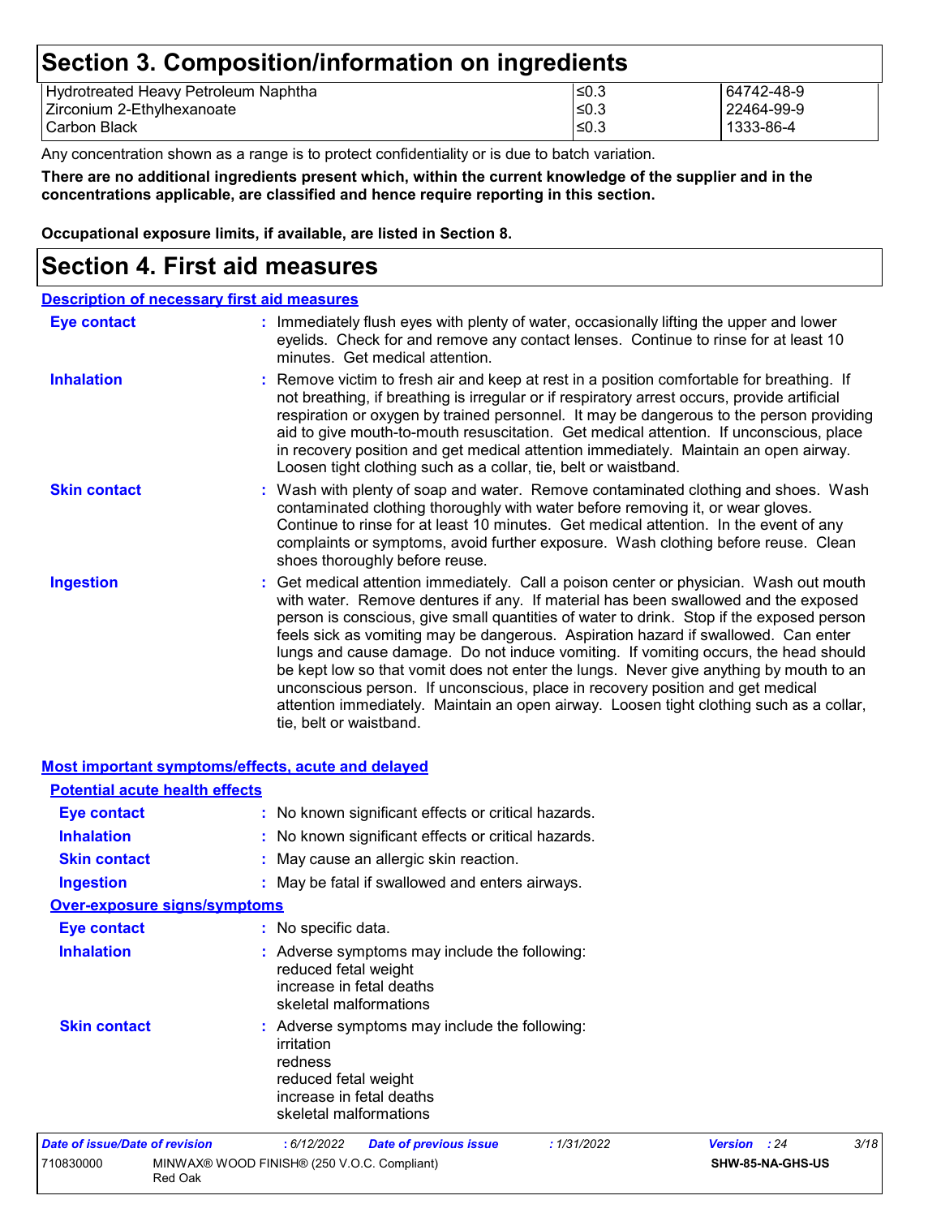# Section 3. Composition/information on ingredients

| | | |
|---|---|---|
| Hydrotreated Heavy Petroleum Naphtha | ≤0.3 | 64742-48-9 |
| Zirconium 2-Ethylhexanoate | ≤0.3 | 22464-99-9 |
| Carbon Black | ≤0.3 | 1333-86-4 |

Any concentration shown as a range is to protect confidentiality or is due to batch variation.

**There are no additional ingredients present which, within the current knowledge of the supplier and in the concentrations applicable, are classified and hence require reporting in this section.**

**Occupational exposure limits, if available, are listed in Section 8.**

# Section 4. First aid measures

## Description of necessary first aid measures

**Eye contact** : Immediately flush eyes with plenty of water, occasionally lifting the upper and lower eyelids. Check for and remove any contact lenses. Continue to rinse for at least 10 minutes. Get medical attention.

**Inhalation** : Remove victim to fresh air and keep at rest in a position comfortable for breathing. If not breathing, if breathing is irregular or if respiratory arrest occurs, provide artificial respiration or oxygen by trained personnel. It may be dangerous to the person providing aid to give mouth-to-mouth resuscitation. Get medical attention. If unconscious, place in recovery position and get medical attention immediately. Maintain an open airway. Loosen tight clothing such as a collar, tie, belt or waistband.

**Skin contact** : Wash with plenty of soap and water. Remove contaminated clothing and shoes. Wash contaminated clothing thoroughly with water before removing it, or wear gloves. Continue to rinse for at least 10 minutes. Get medical attention. In the event of any complaints or symptoms, avoid further exposure. Wash clothing before reuse. Clean shoes thoroughly before reuse.

**Ingestion** : Get medical attention immediately. Call a poison center or physician. Wash out mouth with water. Remove dentures if any. If material has been swallowed and the exposed person is conscious, give small quantities of water to drink. Stop if the exposed person feels sick as vomiting may be dangerous. Aspiration hazard if swallowed. Can enter lungs and cause damage. Do not induce vomiting. If vomiting occurs, the head should be kept low so that vomit does not enter the lungs. Never give anything by mouth to an unconscious person. If unconscious, place in recovery position and get medical attention immediately. Maintain an open airway. Loosen tight clothing such as a collar, tie, belt or waistband.

## Most important symptoms/effects, acute and delayed

### Potential acute health effects

**Eye contact** : No known significant effects or critical hazards.

**Inhalation** : No known significant effects or critical hazards.

**Skin contact** : May cause an allergic skin reaction.

**Ingestion** : May be fatal if swallowed and enters airways.

### Over-exposure signs/symptoms

**Eye contact** : No specific data.

**Inhalation** : Adverse symptoms may include the following:
reduced fetal weight
increase in fetal deaths
skeletal malformations

**Skin contact** : Adverse symptoms may include the following:
irritation
redness
reduced fetal weight
increase in fetal deaths
skeletal malformations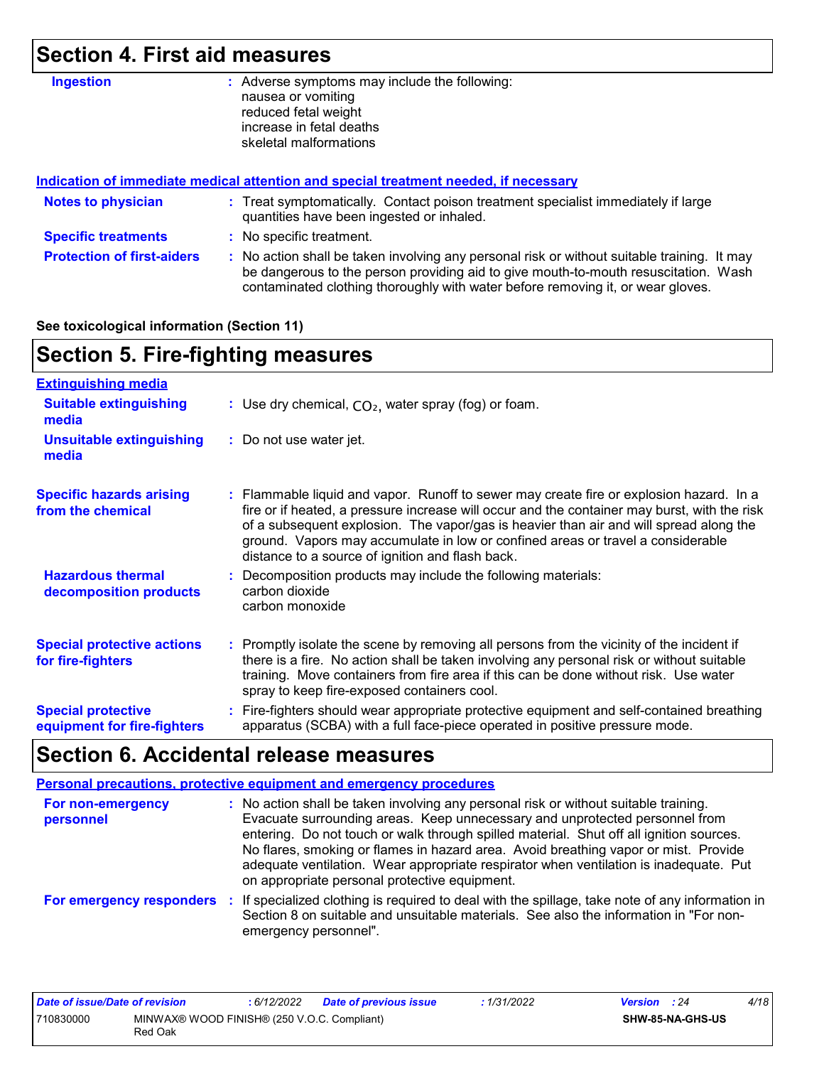## Section 4. First aid measures

**Ingestion** : Adverse symptoms may include the following:
nausea or vomiting
reduced fetal weight
increase in fetal deaths
skeletal malformations

### Indication of immediate medical attention and special treatment needed, if necessary

**Notes to physician** : Treat symptomatically. Contact poison treatment specialist immediately if large quantities have been ingested or inhaled.

**Specific treatments** : No specific treatment.

**Protection of first-aiders** : No action shall be taken involving any personal risk or without suitable training. It may be dangerous to the person providing aid to give mouth-to-mouth resuscitation. Wash contaminated clothing thoroughly with water before removing it, or wear gloves.

**See toxicological information (Section 11)**

## Section 5. Fire-fighting measures

### Extinguishing media

**Suitable extinguishing media** : Use dry chemical, $CO_2$, water spray (fog) or foam.

**Unsuitable extinguishing media** : Do not use water jet.

**Specific hazards arising from the chemical** : Flammable liquid and vapor. Runoff to sewer may create fire or explosion hazard. In a fire or if heated, a pressure increase will occur and the container may burst, with the risk of a subsequent explosion. The vapor/gas is heavier than air and will spread along the ground. Vapors may accumulate in low or confined areas or travel a considerable distance to a source of ignition and flash back.

**Hazardous thermal decomposition products** : Decomposition products may include the following materials:
carbon dioxide
carbon monoxide

**Special protective actions for fire-fighters** : Promptly isolate the scene by removing all persons from the vicinity of the incident if there is a fire. No action shall be taken involving any personal risk or without suitable training. Move containers from fire area if this can be done without risk. Use water spray to keep fire-exposed containers cool.

**Special protective equipment for fire-fighters** : Fire-fighters should wear appropriate protective equipment and self-contained breathing apparatus (SCBA) with a full face-piece operated in positive pressure mode.

## Section 6. Accidental release measures

### Personal precautions, protective equipment and emergency procedures

**For non-emergency personnel** : No action shall be taken involving any personal risk or without suitable training. Evacuate surrounding areas. Keep unnecessary and unprotected personnel from entering. Do not touch or walk through spilled material. Shut off all ignition sources. No flares, smoking or flames in hazard area. Avoid breathing vapor or mist. Provide adequate ventilation. Wear appropriate respirator when ventilation is inadequate. Put on appropriate personal protective equipment.

**For emergency responders** : If specialized clothing is required to deal with the spillage, take note of any information in Section 8 on suitable and unsuitable materials. See also the information in "For non-emergency personnel".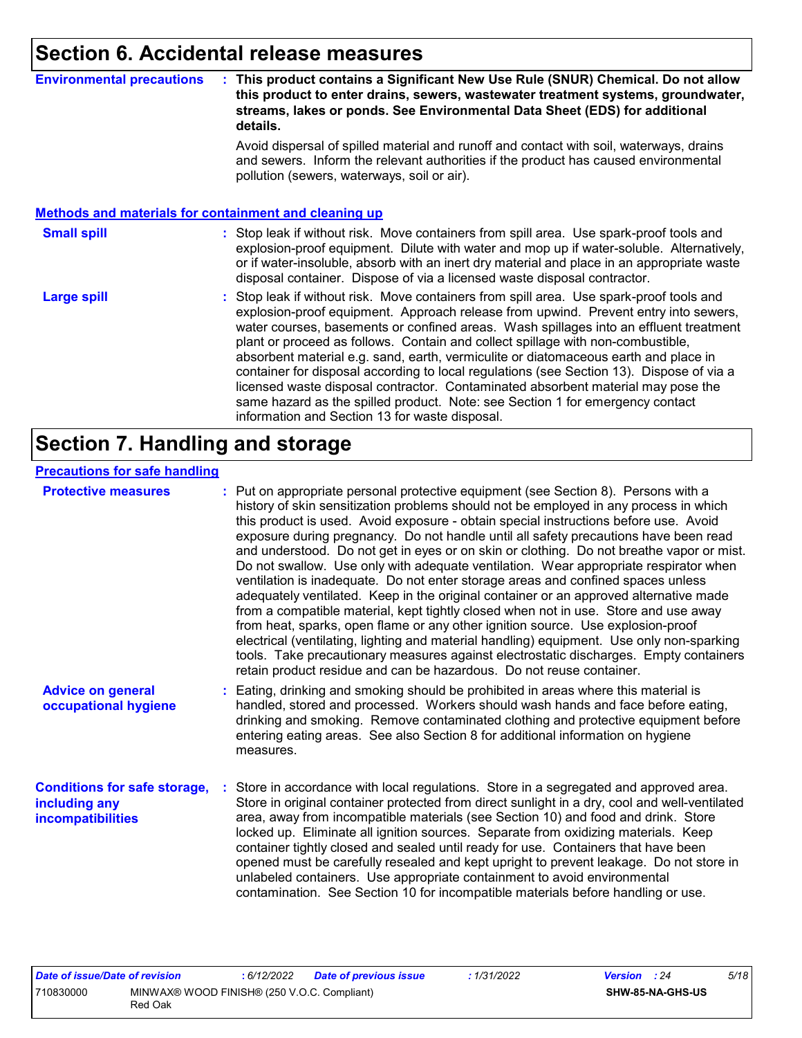# Section 6. Accidental release measures

**Environmental precautions** : **This product contains a Significant New Use Rule (SNUR) Chemical. Do not allow this product to enter drains, sewers, wastewater treatment systems, groundwater, streams, lakes or ponds. See Environmental Data Sheet (EDS) for additional details.**

Avoid dispersal of spilled material and runoff and contact with soil, waterways, drains and sewers. Inform the relevant authorities if the product has caused environmental pollution (sewers, waterways, soil or air).

## Methods and materials for containment and cleaning up

**Small spill** : Stop leak if without risk. Move containers from spill area. Use spark-proof tools and explosion-proof equipment. Dilute with water and mop up if water-soluble. Alternatively, or if water-insoluble, absorb with an inert dry material and place in an appropriate waste disposal container. Dispose of via a licensed waste disposal contractor.

**Large spill** : Stop leak if without risk. Move containers from spill area. Use spark-proof tools and explosion-proof equipment. Approach release from upwind. Prevent entry into sewers, water courses, basements or confined areas. Wash spillages into an effluent treatment plant or proceed as follows. Contain and collect spillage with non-combustible, absorbent material e.g. sand, earth, vermiculite or diatomaceous earth and place in container for disposal according to local regulations (see Section 13). Dispose of via a licensed waste disposal contractor. Contaminated absorbent material may pose the same hazard as the spilled product. Note: see Section 1 for emergency contact information and Section 13 for waste disposal.

# Section 7. Handling and storage

## Precautions for safe handling

**Protective measures** : Put on appropriate personal protective equipment (see Section 8). Persons with a history of skin sensitization problems should not be employed in any process in which this product is used. Avoid exposure - obtain special instructions before use. Avoid exposure during pregnancy. Do not handle until all safety precautions have been read and understood. Do not get in eyes or on skin or clothing. Do not breathe vapor or mist. Do not swallow. Use only with adequate ventilation. Wear appropriate respirator when ventilation is inadequate. Do not enter storage areas and confined spaces unless adequately ventilated. Keep in the original container or an approved alternative made from a compatible material, kept tightly closed when not in use. Store and use away from heat, sparks, open flame or any other ignition source. Use explosion-proof electrical (ventilating, lighting and material handling) equipment. Use only non-sparking tools. Take precautionary measures against electrostatic discharges. Empty containers retain product residue and can be hazardous. Do not reuse container.

**Advice on general occupational hygiene** : Eating, drinking and smoking should be prohibited in areas where this material is handled, stored and processed. Workers should wash hands and face before eating, drinking and smoking. Remove contaminated clothing and protective equipment before entering eating areas. See also Section 8 for additional information on hygiene measures.

**Conditions for safe storage, including any incompatibilities** : Store in accordance with local regulations. Store in a segregated and approved area. Store in original container protected from direct sunlight in a dry, cool and well-ventilated area, away from incompatible materials (see Section 10) and food and drink. Store locked up. Eliminate all ignition sources. Separate from oxidizing materials. Keep container tightly closed and sealed until ready for use. Containers that have been opened must be carefully resealed and kept upright to prevent leakage. Do not store in unlabeled containers. Use appropriate containment to avoid environmental contamination. See Section 10 for incompatible materials before handling or use.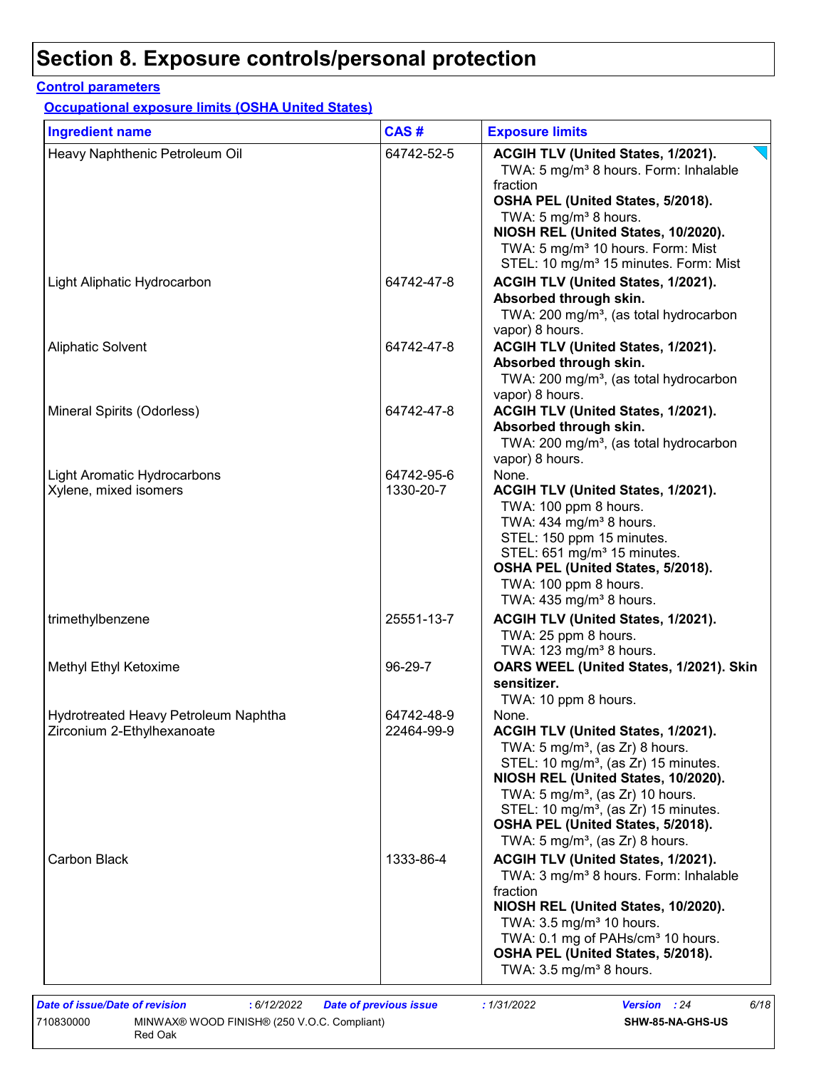# Section 8. Exposure controls/personal protection

**Control parameters**

**Occupational exposure limits (OSHA United States)**

| Ingredient name | CAS # | Exposure limits |
|---|---|---|
| Heavy Naphthenic Petroleum Oil | 64742-52-5 | **ACGIH TLV (United States, 1/2021).**<br>TWA: 5 mg/m³ 8 hours. Form: Inhalable fraction<br>**OSHA PEL (United States, 5/2018).**<br>TWA: 5 mg/m³ 8 hours.<br>**NIOSH REL (United States, 10/2020).**<br>TWA: 5 mg/m³ 10 hours. Form: Mist<br>STEL: 10 mg/m³ 15 minutes. Form: Mist |
| Light Aliphatic Hydrocarbon | 64742-47-8 | **ACGIH TLV (United States, 1/2021). Absorbed through skin.**<br>TWA: 200 mg/m³, (as total hydrocarbon vapor) 8 hours. |
| Aliphatic Solvent | 64742-47-8 | **ACGIH TLV (United States, 1/2021). Absorbed through skin.**<br>TWA: 200 mg/m³, (as total hydrocarbon vapor) 8 hours. |
| Mineral Spirits (Odorless) | 64742-47-8 | **ACGIH TLV (United States, 1/2021). Absorbed through skin.**<br>TWA: 200 mg/m³, (as total hydrocarbon vapor) 8 hours. |
| Light Aromatic Hydrocarbons | 64742-95-6 | None. |
| Xylene, mixed isomers | 1330-20-7 | **ACGIH TLV (United States, 1/2021).**<br>TWA: 100 ppm 8 hours.<br>TWA: 434 mg/m³ 8 hours.<br>STEL: 150 ppm 15 minutes.<br>STEL: 651 mg/m³ 15 minutes.<br>**OSHA PEL (United States, 5/2018).**<br>TWA: 100 ppm 8 hours.<br>TWA: 435 mg/m³ 8 hours. |
| trimethylbenzene | 25551-13-7 | **ACGIH TLV (United States, 1/2021).**<br>TWA: 25 ppm 8 hours.<br>TWA: 123 mg/m³ 8 hours. |
| Methyl Ethyl Ketoxime | 96-29-7 | **OARS WEEL (United States, 1/2021). Skin sensitizer.**<br>TWA: 10 ppm 8 hours. |
| Hydrotreated Heavy Petroleum Naphtha | 64742-48-9 | None. |
| Zirconium 2-Ethylhexanoate | 22464-99-9 | **ACGIH TLV (United States, 1/2021).**<br>TWA: 5 mg/m³, (as Zr) 8 hours.<br>STEL: 10 mg/m³, (as Zr) 15 minutes.<br>**NIOSH REL (United States, 10/2020).**<br>TWA: 5 mg/m³, (as Zr) 10 hours.<br>STEL: 10 mg/m³, (as Zr) 15 minutes.<br>**OSHA PEL (United States, 5/2018).**<br>TWA: 5 mg/m³, (as Zr) 8 hours. |
| Carbon Black | 1333-86-4 | **ACGIH TLV (United States, 1/2021).**<br>TWA: 3 mg/m³ 8 hours. Form: Inhalable fraction<br>**NIOSH REL (United States, 10/2020).**<br>TWA: 3.5 mg/m³ 10 hours.<br>TWA: 0.1 mg of PAHs/cm³ 10 hours.<br>**OSHA PEL (United States, 5/2018).**<br>TWA: 3.5 mg/m³ 8 hours. |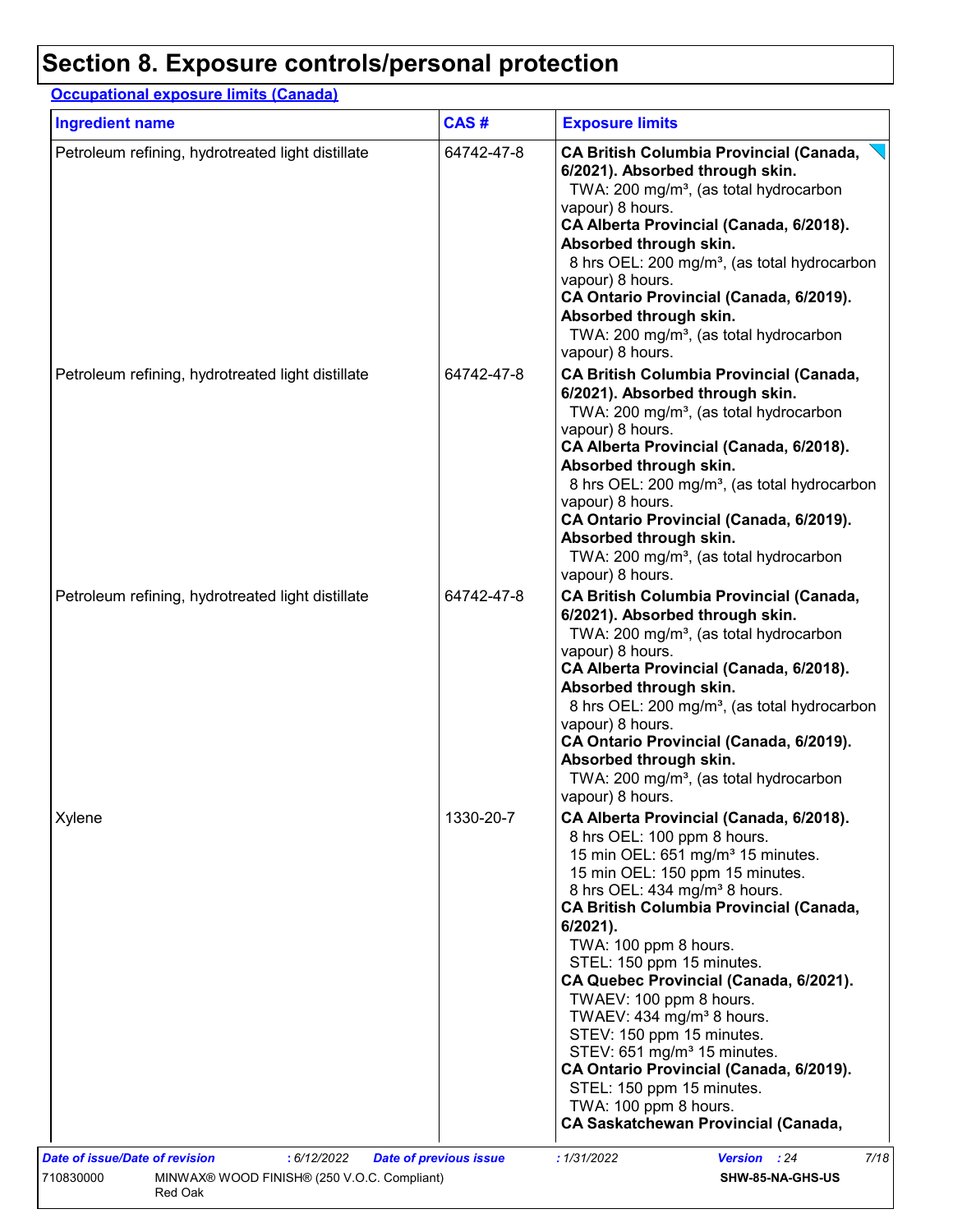# Section 8. Exposure controls/personal protection

**Occupational exposure limits (Canada)**

| Ingredient name | CAS # | Exposure limits |
|---|---|---|
| Petroleum refining, hydrotreated light distillate | 64742-47-8 | **CA British Columbia Provincial (Canada, 6/2021). Absorbed through skin.**<br>TWA: 200 mg/m³, (as total hydrocarbon vapour) 8 hours.<br>**CA Alberta Provincial (Canada, 6/2018). Absorbed through skin.**<br>8 hrs OEL: 200 mg/m³, (as total hydrocarbon vapour) 8 hours.<br>**CA Ontario Provincial (Canada, 6/2019). Absorbed through skin.**<br>TWA: 200 mg/m³, (as total hydrocarbon vapour) 8 hours. |
| Petroleum refining, hydrotreated light distillate | 64742-47-8 | **CA British Columbia Provincial (Canada, 6/2021). Absorbed through skin.**<br>TWA: 200 mg/m³, (as total hydrocarbon vapour) 8 hours.<br>**CA Alberta Provincial (Canada, 6/2018). Absorbed through skin.**<br>8 hrs OEL: 200 mg/m³, (as total hydrocarbon vapour) 8 hours.<br>**CA Ontario Provincial (Canada, 6/2019). Absorbed through skin.**<br>TWA: 200 mg/m³, (as total hydrocarbon vapour) 8 hours. |
| Petroleum refining, hydrotreated light distillate | 64742-47-8 | **CA British Columbia Provincial (Canada, 6/2021). Absorbed through skin.**<br>TWA: 200 mg/m³, (as total hydrocarbon vapour) 8 hours.<br>**CA Alberta Provincial (Canada, 6/2018). Absorbed through skin.**<br>8 hrs OEL: 200 mg/m³, (as total hydrocarbon vapour) 8 hours.<br>**CA Ontario Provincial (Canada, 6/2019). Absorbed through skin.**<br>TWA: 200 mg/m³, (as total hydrocarbon vapour) 8 hours. |
| Xylene | 1330-20-7 | **CA Alberta Provincial (Canada, 6/2018).**<br>8 hrs OEL: 100 ppm 8 hours.<br>15 min OEL: 651 mg/m³ 15 minutes.<br>15 min OEL: 150 ppm 15 minutes.<br>8 hrs OEL: 434 mg/m³ 8 hours.<br>**CA British Columbia Provincial (Canada, 6/2021).**<br>TWA: 100 ppm 8 hours.<br>STEL: 150 ppm 15 minutes.<br>**CA Quebec Provincial (Canada, 6/2021).**<br>TWAEV: 100 ppm 8 hours.<br>TWAEV: 434 mg/m³ 8 hours.<br>STEV: 150 ppm 15 minutes.<br>STEV: 651 mg/m³ 15 minutes.<br>**CA Ontario Provincial (Canada, 6/2019).**<br>STEL: 150 ppm 15 minutes.<br>TWA: 100 ppm 8 hours.<br>**CA Saskatchewan Provincial (Canada,** |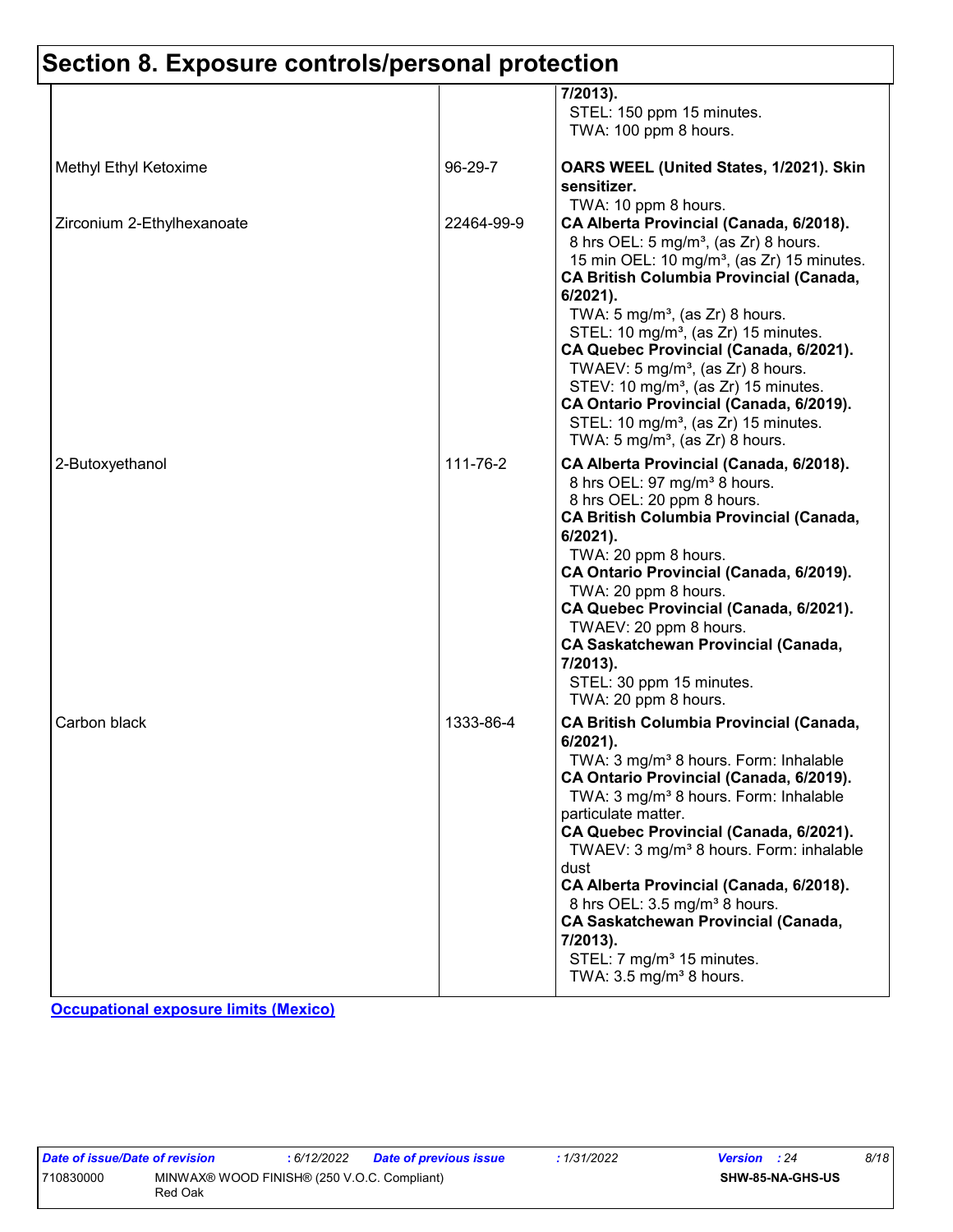## Section 8. Exposure controls/personal protection

| | | |
|---|---|---|
| | | **7/2013).**<br>STEL: 150 ppm 15 minutes.<br>TWA: 100 ppm 8 hours. |
| Methyl Ethyl Ketoxime | 96-29-7 | **OARS WEEL (United States, 1/2021). Skin sensitizer.**<br>TWA: 10 ppm 8 hours. |
| Zirconium 2-Ethylhexanoate | 22464-99-9 | **CA Alberta Provincial (Canada, 6/2018).**<br>8 hrs OEL: 5 mg/m³, (as Zr) 8 hours.<br>15 min OEL: 10 mg/m³, (as Zr) 15 minutes.<br>**CA British Columbia Provincial (Canada, 6/2021).**<br>TWA: 5 mg/m³, (as Zr) 8 hours.<br>STEL: 10 mg/m³, (as Zr) 15 minutes.<br>**CA Quebec Provincial (Canada, 6/2021).**<br>TWAEV: 5 mg/m³, (as Zr) 8 hours.<br>STEV: 10 mg/m³, (as Zr) 15 minutes.<br>**CA Ontario Provincial (Canada, 6/2019).**<br>STEL: 10 mg/m³, (as Zr) 15 minutes.<br>TWA: 5 mg/m³, (as Zr) 8 hours. |
| 2-Butoxyethanol | 111-76-2 | **CA Alberta Provincial (Canada, 6/2018).**<br>8 hrs OEL: 97 mg/m³ 8 hours.<br>8 hrs OEL: 20 ppm 8 hours.<br>**CA British Columbia Provincial (Canada, 6/2021).**<br>TWA: 20 ppm 8 hours.<br>**CA Ontario Provincial (Canada, 6/2019).**<br>TWA: 20 ppm 8 hours.<br>**CA Quebec Provincial (Canada, 6/2021).**<br>TWAEV: 20 ppm 8 hours.<br>**CA Saskatchewan Provincial (Canada, 7/2013).**<br>STEL: 30 ppm 15 minutes.<br>TWA: 20 ppm 8 hours. |
| Carbon black | 1333-86-4 | **CA British Columbia Provincial (Canada, 6/2021).**<br>TWA: 3 mg/m³ 8 hours. Form: Inhalable<br>**CA Ontario Provincial (Canada, 6/2019).**<br>TWA: 3 mg/m³ 8 hours. Form: Inhalable particulate matter.<br>**CA Quebec Provincial (Canada, 6/2021).**<br>TWAEV: 3 mg/m³ 8 hours. Form: inhalable dust<br>**CA Alberta Provincial (Canada, 6/2018).**<br>8 hrs OEL: 3.5 mg/m³ 8 hours.<br>**CA Saskatchewan Provincial (Canada, 7/2013).**<br>STEL: 7 mg/m³ 15 minutes.<br>TWA: 3.5 mg/m³ 8 hours. |

**Occupational exposure limits (Mexico)**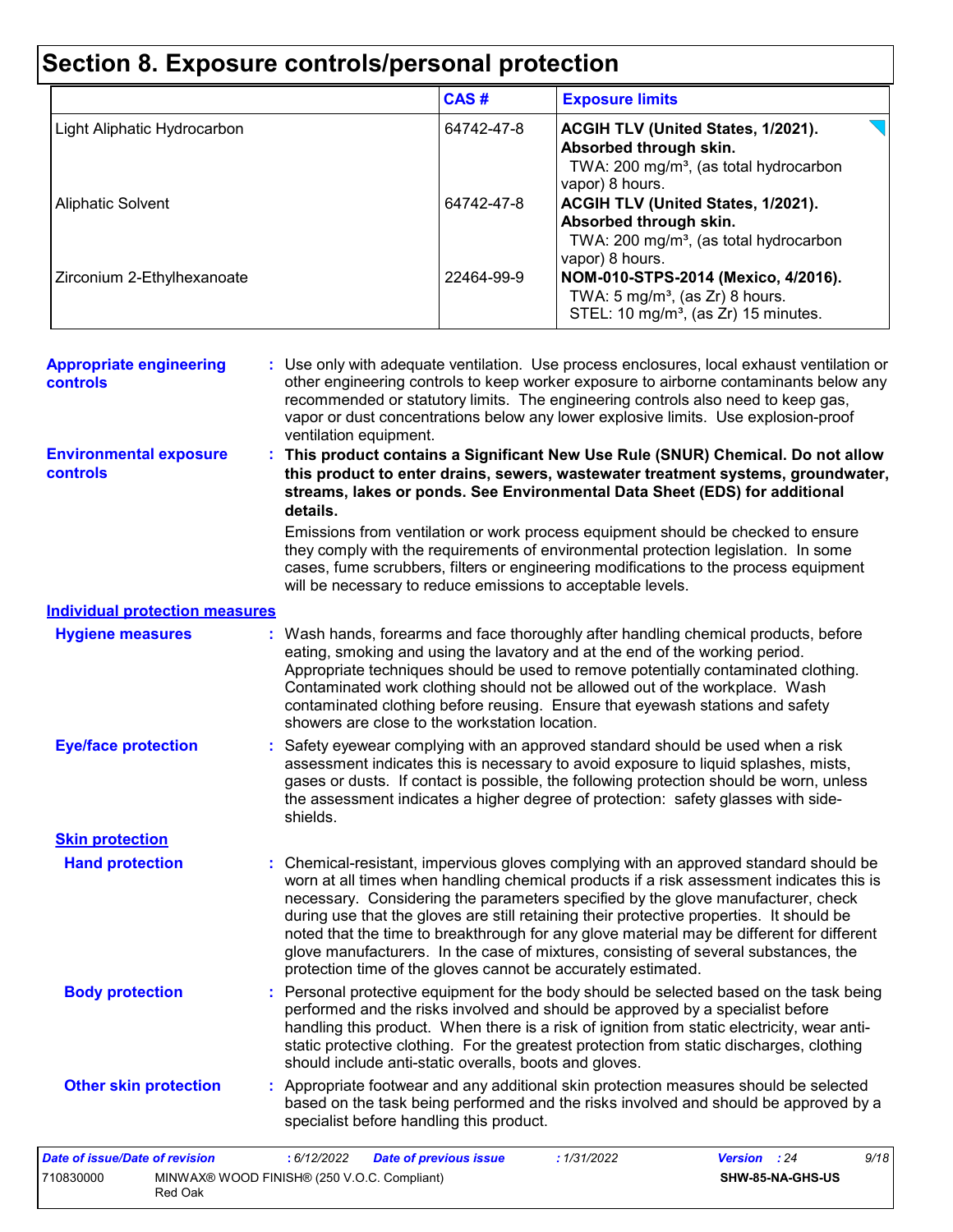# Section 8. Exposure controls/personal protection

| | CAS # | Exposure limits |
|---|---|---|
| Light Aliphatic Hydrocarbon | 64742-47-8 | **ACGIH TLV (United States, 1/2021). Absorbed through skin.** TWA: 200 mg/m³, (as total hydrocarbon vapor) 8 hours. |
| Aliphatic Solvent | 64742-47-8 | **ACGIH TLV (United States, 1/2021). Absorbed through skin.** TWA: 200 mg/m³, (as total hydrocarbon vapor) 8 hours. |
| Zirconium 2-Ethylhexanoate | 22464-99-9 | **NOM-010-STPS-2014 (Mexico, 4/2016).** TWA: 5 mg/m³, (as Zr) 8 hours. STEL: 10 mg/m³, (as Zr) 15 minutes. |

**Appropriate engineering controls** : Use only with adequate ventilation. Use process enclosures, local exhaust ventilation or other engineering controls to keep worker exposure to airborne contaminants below any recommended or statutory limits. The engineering controls also need to keep gas, vapor or dust concentrations below any lower explosive limits. Use explosion-proof ventilation equipment.

**Environmental exposure controls** : **This product contains a Significant New Use Rule (SNUR) Chemical. Do not allow this product to enter drains, sewers, wastewater treatment systems, groundwater, streams, lakes or ponds. See Environmental Data Sheet (EDS) for additional details.**

Emissions from ventilation or work process equipment should be checked to ensure they comply with the requirements of environmental protection legislation. In some cases, fume scrubbers, filters or engineering modifications to the process equipment will be necessary to reduce emissions to acceptable levels.

## Individual protection measures

**Hygiene measures** : Wash hands, forearms and face thoroughly after handling chemical products, before eating, smoking and using the lavatory and at the end of the working period. Appropriate techniques should be used to remove potentially contaminated clothing. Contaminated work clothing should not be allowed out of the workplace. Wash contaminated clothing before reusing. Ensure that eyewash stations and safety showers are close to the workstation location.

**Eye/face protection** : Safety eyewear complying with an approved standard should be used when a risk assessment indicates this is necessary to avoid exposure to liquid splashes, mists, gases or dusts. If contact is possible, the following protection should be worn, unless the assessment indicates a higher degree of protection: safety glasses with side-shields.

### Skin protection

**Hand protection** : Chemical-resistant, impervious gloves complying with an approved standard should be worn at all times when handling chemical products if a risk assessment indicates this is necessary. Considering the parameters specified by the glove manufacturer, check during use that the gloves are still retaining their protective properties. It should be noted that the time to breakthrough for any glove material may be different for different glove manufacturers. In the case of mixtures, consisting of several substances, the protection time of the gloves cannot be accurately estimated.

**Body protection** : Personal protective equipment for the body should be selected based on the task being performed and the risks involved and should be approved by a specialist before handling this product. When there is a risk of ignition from static electricity, wear anti-static protective clothing. For the greatest protection from static discharges, clothing should include anti-static overalls, boots and gloves.

**Other skin protection** : Appropriate footwear and any additional skin protection measures should be selected based on the task being performed and the risks involved and should be approved by a specialist before handling this product.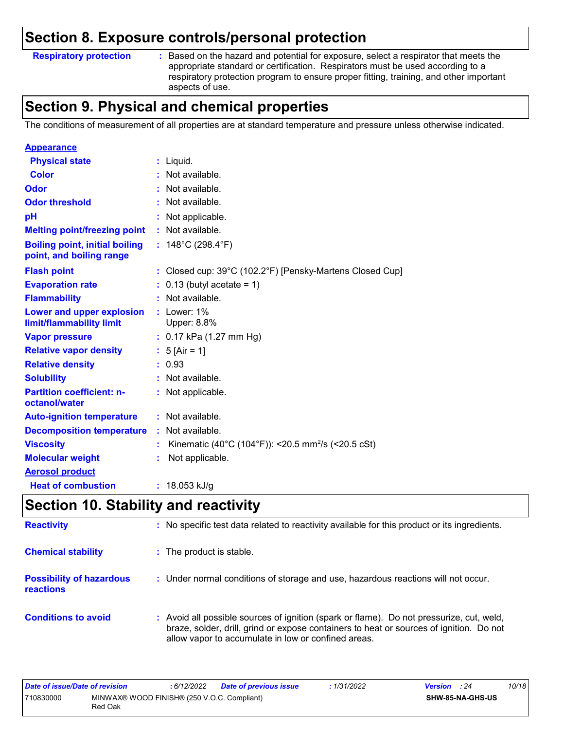## Section 8. Exposure controls/personal protection

| | |
|---|---|
| **Respiratory protection** | : Based on the hazard and potential for exposure, select a respirator that meets the appropriate standard or certification. Respirators must be used according to a respiratory protection program to ensure proper fitting, training, and other important aspects of use. |

## Section 9. Physical and chemical properties

The conditions of measurement of all properties are at standard temperature and pressure unless otherwise indicated.

| | |
|---|---|
| **Appearance** | |
| **Physical state** | : Liquid. |
| **Color** | : Not available. |
| **Odor** | : Not available. |
| **Odor threshold** | : Not available. |
| **pH** | : Not applicable. |
| **Melting point/freezing point** | : Not available. |
| **Boiling point, initial boiling point, and boiling range** | : 148°C (298.4°F) |
| **Flash point** | : Closed cup: 39°C (102.2°F) [Pensky-Martens Closed Cup] |
| **Evaporation rate** | : 0.13 (butyl acetate = 1) |
| **Flammability** | : Not available. |
| **Lower and upper explosion limit/flammability limit** | : Lower: 1%<br>Upper: 8.8% |
| **Vapor pressure** | : 0.17 kPa (1.27 mm Hg) |
| **Relative vapor density** | : 5 [Air = 1] |
| **Relative density** | : 0.93 |
| **Solubility** | : Not available. |
| **Partition coefficient: n-octanol/water** | : Not applicable. |
| **Auto-ignition temperature** | : Not available. |
| **Decomposition temperature** | : Not available. |
| **Viscosity** | : Kinematic (40°C (104°F)): <20.5 $mm^2/s$ (<20.5 cSt) |
| **Molecular weight** | : Not applicable. |
| **Aerosol product** | |
| **Heat of combustion** | : 18.053 kJ/g |

## Section 10. Stability and reactivity

| | |
|---|---|
| **Reactivity** | : No specific test data related to reactivity available for this product or its ingredients. |
| **Chemical stability** | : The product is stable. |
| **Possibility of hazardous reactions** | : Under normal conditions of storage and use, hazardous reactions will not occur. |
| **Conditions to avoid** | : Avoid all possible sources of ignition (spark or flame). Do not pressurize, cut, weld, braze, solder, drill, grind or expose containers to heat or sources of ignition. Do not allow vapor to accumulate in low or confined areas. |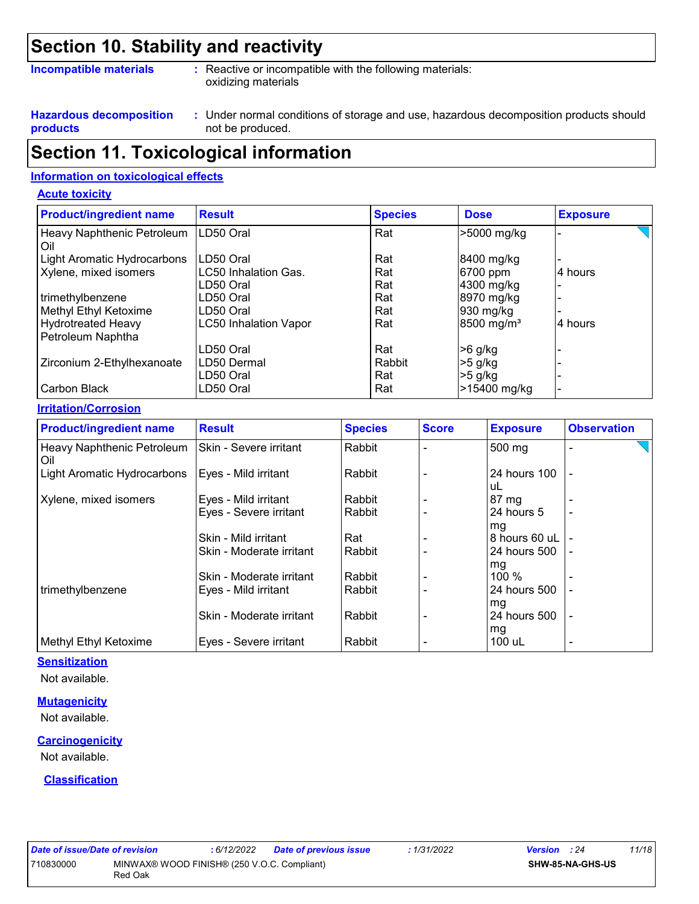## Section 10. Stability and reactivity

**Incompatible materials** : Reactive or incompatible with the following materials: oxidizing materials

**Hazardous decomposition products** : Under normal conditions of storage and use, hazardous decomposition products should not be produced.

## Section 11. Toxicological information

### Information on toxicological effects

#### Acute toxicity

| Product/ingredient name | Result | Species | Dose | Exposure |
|---|---|---|---|---|
| Heavy Naphthenic Petroleum Oil | LD50 Oral | Rat | >5000 mg/kg | - |
| Light Aromatic Hydrocarbons | LD50 Oral | Rat | 8400 mg/kg | - |
| Xylene, mixed isomers | LC50 Inhalation Gas. | Rat | 6700 ppm | 4 hours |
| | LD50 Oral | Rat | 4300 mg/kg | - |
| trimethylbenzene | LD50 Oral | Rat | 8970 mg/kg | - |
| Methyl Ethyl Ketoxime | LD50 Oral | Rat | 930 mg/kg | - |
| Hydrotreated Heavy Petroleum Naphtha | LC50 Inhalation Vapor | Rat | 8500 mg/m³ | 4 hours |
| | LD50 Oral | Rat | >6 g/kg | - |
| Zirconium 2-Ethylhexanoate | LD50 Dermal | Rabbit | >5 g/kg | - |
| | LD50 Oral | Rat | >5 g/kg | - |
| Carbon Black | LD50 Oral | Rat | >15400 mg/kg | - |

#### Irritation/Corrosion

| Product/ingredient name | Result | Species | Score | Exposure | Observation |
|---|---|---|---|---|---|
| Heavy Naphthenic Petroleum Oil | Skin - Severe irritant | Rabbit | - | 500 mg | - |
| Light Aromatic Hydrocarbons | Eyes - Mild irritant | Rabbit | - | 24 hours 100 uL | - |
| Xylene, mixed isomers | Eyes - Mild irritant | Rabbit | - | 87 mg | - |
| | Eyes - Severe irritant | Rabbit | - | 24 hours 5 mg | - |
| | Skin - Mild irritant | Rat | - | 8 hours 60 uL | - |
| | Skin - Moderate irritant | Rabbit | - | 24 hours 500 mg | - |
| | Skin - Moderate irritant | Rabbit | - | 100 % | - |
| trimethylbenzene | Eyes - Mild irritant | Rabbit | - | 24 hours 500 mg | - |
| | Skin - Moderate irritant | Rabbit | - | 24 hours 500 mg | - |
| Methyl Ethyl Ketoxime | Eyes - Severe irritant | Rabbit | - | 100 uL | - |

#### Sensitization

Not available.

#### Mutagenicity

Not available.

#### Carcinogenicity

Not available.

#### Classification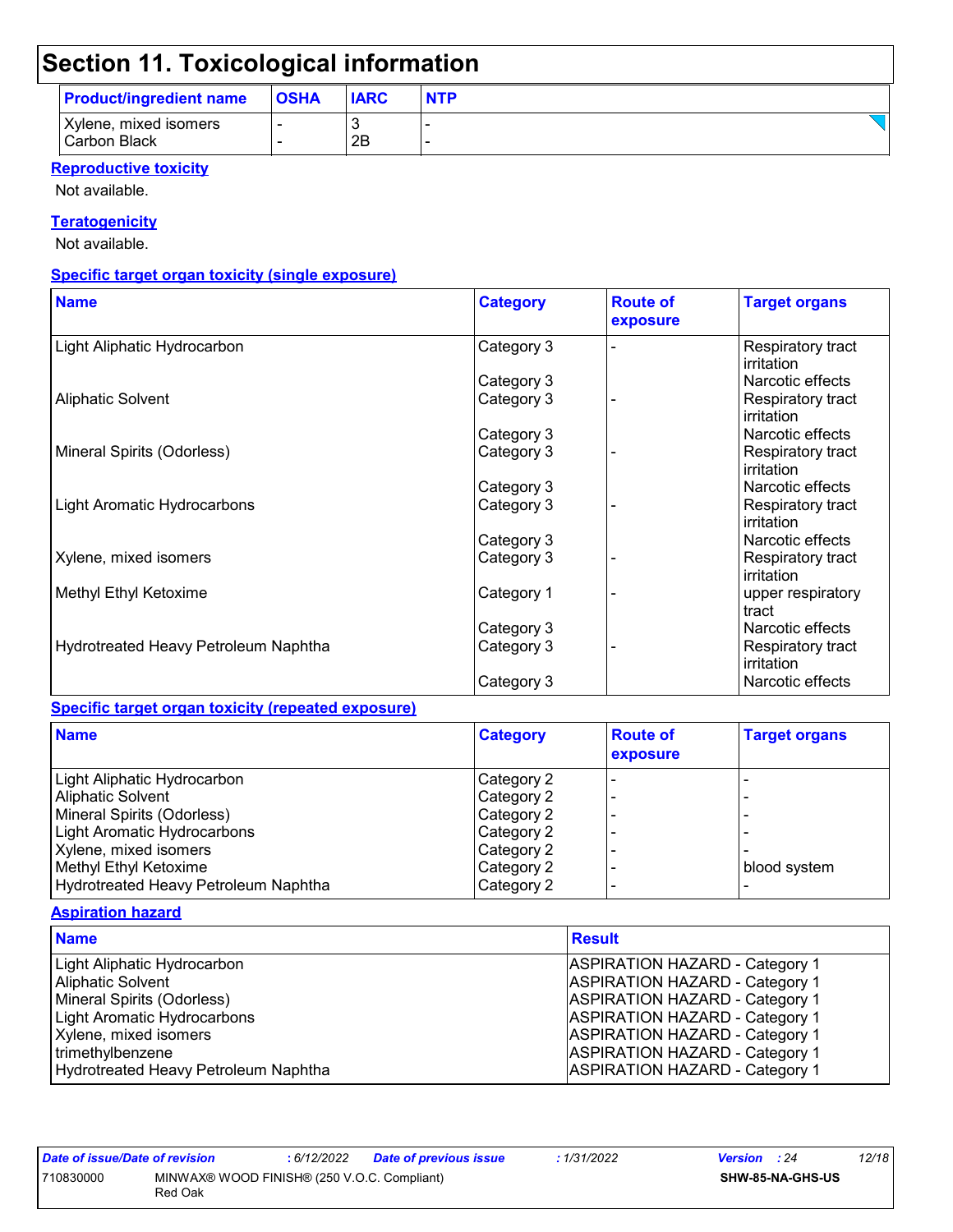# Section 11. Toxicological information

| Product/ingredient name | OSHA | IARC | NTP |
|---|---|---|---|
| Xylene, mixed isomers | - | 3 | - |
| Carbon Black | - | 2B | - |

**Reproductive toxicity**

Not available.

**Teratogenicity**

Not available.

**Specific target organ toxicity (single exposure)**

| Name | Category | Route of exposure | Target organs |
|---|---|---|---|
| Light Aliphatic Hydrocarbon | Category 3 | - | Respiratory tract irritation |
| | Category 3 | | Narcotic effects |
| Aliphatic Solvent | Category 3 | - | Respiratory tract irritation |
| | Category 3 | | Narcotic effects |
| Mineral Spirits (Odorless) | Category 3 | - | Respiratory tract irritation |
| | Category 3 | | Narcotic effects |
| Light Aromatic Hydrocarbons | Category 3 | - | Respiratory tract irritation |
| | Category 3 | | Narcotic effects |
| Xylene, mixed isomers | Category 3 | - | Respiratory tract irritation |
| Methyl Ethyl Ketoxime | Category 1 | - | upper respiratory tract |
| | Category 3 | | Narcotic effects |
| Hydrotreated Heavy Petroleum Naphtha | Category 3 | - | Respiratory tract irritation |
| | Category 3 | | Narcotic effects |

**Specific target organ toxicity (repeated exposure)**

| Name | Category | Route of exposure | Target organs |
|---|---|---|---|
| Light Aliphatic Hydrocarbon | Category 2 | - | - |
| Aliphatic Solvent | Category 2 | - | - |
| Mineral Spirits (Odorless) | Category 2 | - | - |
| Light Aromatic Hydrocarbons | Category 2 | - | - |
| Xylene, mixed isomers | Category 2 | - | - |
| Methyl Ethyl Ketoxime | Category 2 | - | blood system |
| Hydrotreated Heavy Petroleum Naphtha | Category 2 | - | - |

**Aspiration hazard**

| Name | Result |
|---|---|
| Light Aliphatic Hydrocarbon | ASPIRATION HAZARD - Category 1 |
| Aliphatic Solvent | ASPIRATION HAZARD - Category 1 |
| Mineral Spirits (Odorless) | ASPIRATION HAZARD - Category 1 |
| Light Aromatic Hydrocarbons | ASPIRATION HAZARD - Category 1 |
| Xylene, mixed isomers | ASPIRATION HAZARD - Category 1 |
| trimethylbenzene | ASPIRATION HAZARD - Category 1 |
| Hydrotreated Heavy Petroleum Naphtha | ASPIRATION HAZARD - Category 1 |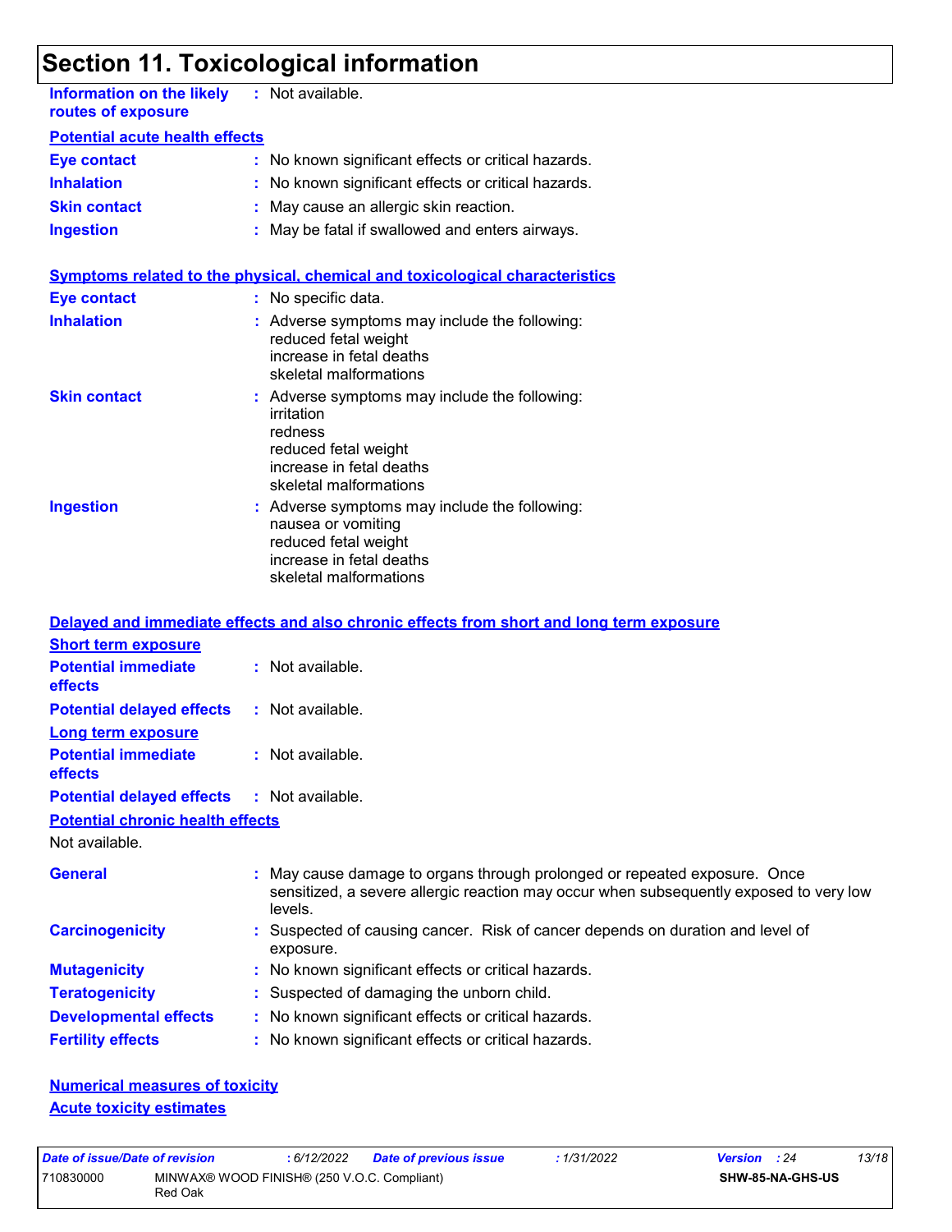# Section 11. Toxicological information

**Information on the likely routes of exposure** : Not available.

**Potential acute health effects**

**Eye contact** : No known significant effects or critical hazards.

**Inhalation** : No known significant effects or critical hazards.

**Skin contact** : May cause an allergic skin reaction.

**Ingestion** : May be fatal if swallowed and enters airways.

**Symptoms related to the physical, chemical and toxicological characteristics**

**Eye contact** : No specific data.

**Inhalation** : Adverse symptoms may include the following:
reduced fetal weight
increase in fetal deaths
skeletal malformations

**Skin contact** : Adverse symptoms may include the following:
irritation
redness
reduced fetal weight
increase in fetal deaths
skeletal malformations

**Ingestion** : Adverse symptoms may include the following:
nausea or vomiting
reduced fetal weight
increase in fetal deaths
skeletal malformations

**Delayed and immediate effects and also chronic effects from short and long term exposure**

**Short term exposure**

**Potential immediate effects** : Not available.

**Potential delayed effects** : Not available.

**Long term exposure**

**Potential immediate effects** : Not available.

**Potential delayed effects** : Not available.

**Potential chronic health effects**

Not available.

**General** : May cause damage to organs through prolonged or repeated exposure. Once sensitized, a severe allergic reaction may occur when subsequently exposed to very low levels.

**Carcinogenicity** : Suspected of causing cancer. Risk of cancer depends on duration and level of exposure.

**Mutagenicity** : No known significant effects or critical hazards.

**Teratogenicity** : Suspected of damaging the unborn child.

**Developmental effects** : No known significant effects or critical hazards.

**Fertility effects** : No known significant effects or critical hazards.

**Numerical measures of toxicity**

**Acute toxicity estimates**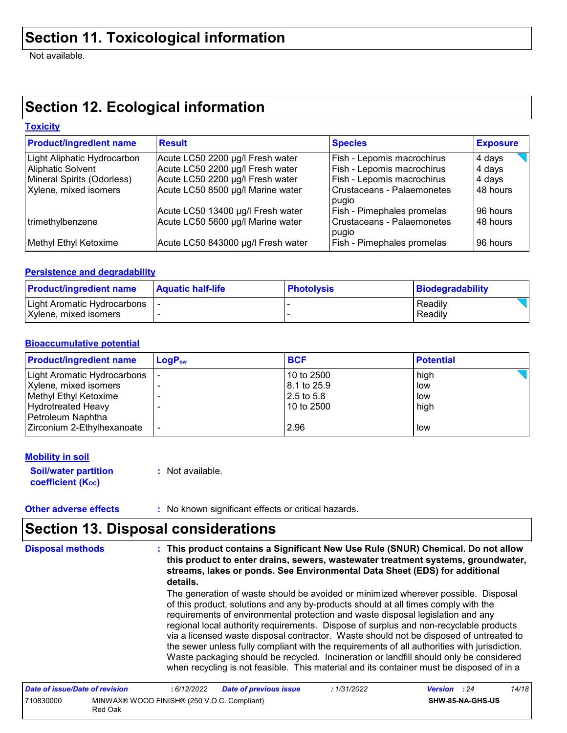## Section 11. Toxicological information

Not available.

## Section 12. Ecological information

### Toxicity

| Product/ingredient name | Result | Species | Exposure |
|---|---|---|---|
| Light Aliphatic Hydrocarbon | Acute LC50 2200 µg/l Fresh water | Fish - Lepomis macrochirus | 4 days |
| Aliphatic Solvent | Acute LC50 2200 µg/l Fresh water | Fish - Lepomis macrochirus | 4 days |
| Mineral Spirits (Odorless) | Acute LC50 2200 µg/l Fresh water | Fish - Lepomis macrochirus | 4 days |
| Xylene, mixed isomers | Acute LC50 8500 µg/l Marine water | Crustaceans - Palaemonetes pugio | 48 hours |
| | Acute LC50 13400 µg/l Fresh water | Fish - Pimephales promelas | 96 hours |
| trimethylbenzene | Acute LC50 5600 µg/l Marine water | Crustaceans - Palaemonetes pugio | 48 hours |
| Methyl Ethyl Ketoxime | Acute LC50 843000 µg/l Fresh water | Fish - Pimephales promelas | 96 hours |

### Persistence and degradability

| Product/ingredient name | Aquatic half-life | Photolysis | Biodegradability |
|---|---|---|---|
| Light Aromatic Hydrocarbons | - | - | Readily |
| Xylene, mixed isomers | - | - | Readily |

### Bioaccumulative potential

| Product/ingredient name | $LogP_{ow}$ | BCF | Potential |
|---|---|---|---|
| Light Aromatic Hydrocarbons | - | 10 to 2500 | high |
| Xylene, mixed isomers | - | 8.1 to 25.9 | low |
| Methyl Ethyl Ketoxime | - | 2.5 to 5.8 | low |
| Hydrotreated Heavy Petroleum Naphtha | - | 10 to 2500 | high |
| Zirconium 2-Ethylhexanoate | - | 2.96 | low |

### Mobility in soil

**Soil/water partition coefficient ($K_{OC}$)** : Not available.

**Other adverse effects** : No known significant effects or critical hazards.

## Section 13. Disposal considerations

**Disposal methods** : **This product contains a Significant New Use Rule (SNUR) Chemical. Do not allow this product to enter drains, sewers, wastewater treatment systems, groundwater, streams, lakes or ponds. See Environmental Data Sheet (EDS) for additional details.**

The generation of waste should be avoided or minimized wherever possible. Disposal of this product, solutions and any by-products should at all times comply with the requirements of environmental protection and waste disposal legislation and any regional local authority requirements. Dispose of surplus and non-recyclable products via a licensed waste disposal contractor. Waste should not be disposed of untreated to the sewer unless fully compliant with the requirements of all authorities with jurisdiction. Waste packaging should be recycled. Incineration or landfill should only be considered when recycling is not feasible. This material and its container must be disposed of in a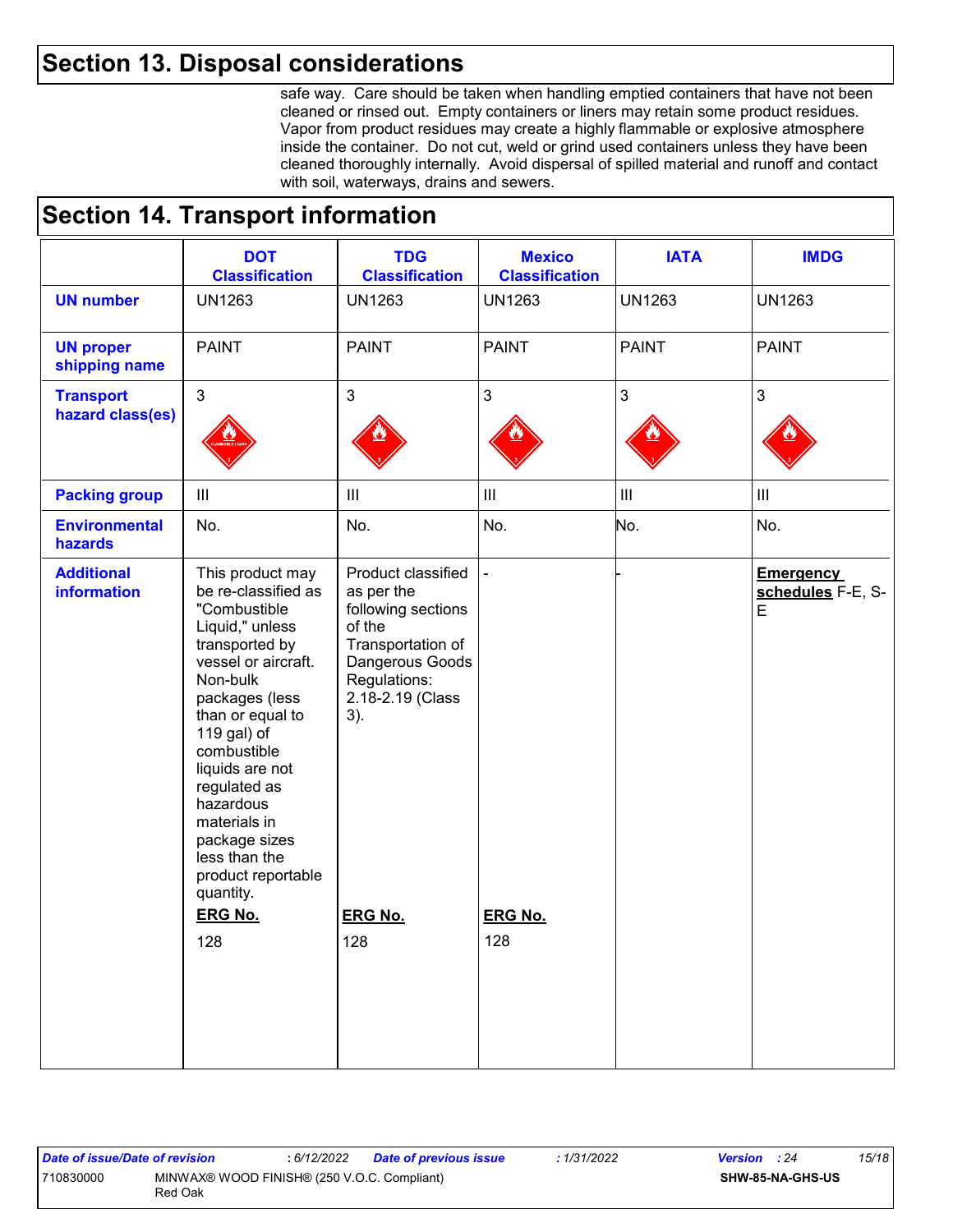## Section 13. Disposal considerations

safe way. Care should be taken when handling emptied containers that have not been cleaned or rinsed out. Empty containers or liners may retain some product residues. Vapor from product residues may create a highly flammable or explosive atmosphere inside the container. Do not cut, weld or grind used containers unless they have been cleaned thoroughly internally. Avoid dispersal of spilled material and runoff and contact with soil, waterways, drains and sewers.

## Section 14. Transport information

| | DOT Classification | TDG Classification | Mexico Classification | IATA | IMDG |
|---|---|---|---|---|---|
| **UN number** | UN1263 | UN1263 | UN1263 | UN1263 | UN1263 |
| **UN proper shipping name** | PAINT | PAINT | PAINT | PAINT | PAINT |
| **Transport hazard class(es)** | 3 | 3 | 3 | 3 | 3 |
| **Packing group** | III | III | III | III | III |
| **Environmental hazards** | No. | No. | No. | No. | No. |
| **Additional information** | This product may be re-classified as "Combustible Liquid," unless transported by vessel or aircraft. Non-bulk packages (less than or equal to 119 gal) of combustible liquids are not regulated as hazardous materials in package sizes less than the product reportable quantity.<br>**ERG No.**<br>128 | Product classified as per the following sections of the Transportation of Dangerous Goods Regulations: 2.18-2.19 (Class 3).<br>**ERG No.**<br>128 | -<br>**ERG No.**<br>128 | - | **Emergency schedules** F-E, S-E |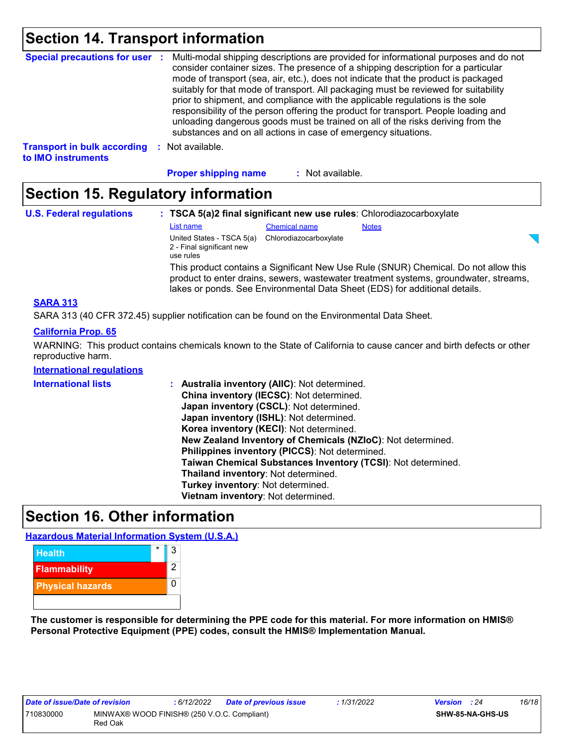## Section 14. Transport information

**Special precautions for user** : Multi-modal shipping descriptions are provided for informational purposes and do not consider container sizes. The presence of a shipping description for a particular mode of transport (sea, air, etc.), does not indicate that the product is packaged suitably for that mode of transport. All packaging must be reviewed for suitability prior to shipment, and compliance with the applicable regulations is the sole responsibility of the person offering the product for transport. People loading and unloading dangerous goods must be trained on all of the risks deriving from the substances and on all actions in case of emergency situations.

**Transport in bulk according to IMO instruments** : Not available.

**Proper shipping name** : Not available.

## Section 15. Regulatory information

**U.S. Federal regulations** : **TSCA 5(a)2 final significant new use rules**: Chlorodiazocarboxylate

| List name | Chemical name | Notes |
|---|---|---|
| United States - TSCA 5(a) 2 - Final significant new use rules | Chlorodiazocarboxylate | |

This product contains a Significant New Use Rule (SNUR) Chemical. Do not allow this product to enter drains, sewers, wastewater treatment systems, groundwater, streams, lakes or ponds. See Environmental Data Sheet (EDS) for additional details.

**SARA 313**

SARA 313 (40 CFR 372.45) supplier notification can be found on the Environmental Data Sheet.

**California Prop. 65**

WARNING: This product contains chemicals known to the State of California to cause cancer and birth defects or other reproductive harm.

**International regulations**

**International lists** :
**Australia inventory (AIIC)**: Not determined.
**China inventory (IECSC)**: Not determined.
**Japan inventory (CSCL)**: Not determined.
**Japan inventory (ISHL)**: Not determined.
**Korea inventory (KECI)**: Not determined.
**New Zealand Inventory of Chemicals (NZIoC)**: Not determined.
**Philippines inventory (PICCS)**: Not determined.
**Taiwan Chemical Substances Inventory (TCSI)**: Not determined.
**Thailand inventory**: Not determined.
**Turkey inventory**: Not determined.
**Vietnam inventory**: Not determined.

## Section 16. Other information

**Hazardous Material Information System (U.S.A.)**

| | | |
|---|---|---|
| Health | * | 3 |
| Flammability | | 2 |
| Physical hazards | | 0 |
| | | |

**The customer is responsible for determining the PPE code for this material. For more information on HMIS® Personal Protective Equipment (PPE) codes, consult the HMIS® Implementation Manual.**

| Date of issue/Date of revision | : 6/12/2022 | Date of previous issue | : 1/31/2022 | Version : 24 |
|---|---|---|---|---|
| 710830000 | MINWAX® WOOD FINISH® (250 V.O.C. Compliant) Red Oak | | | SHW-85-NA-GHS-US |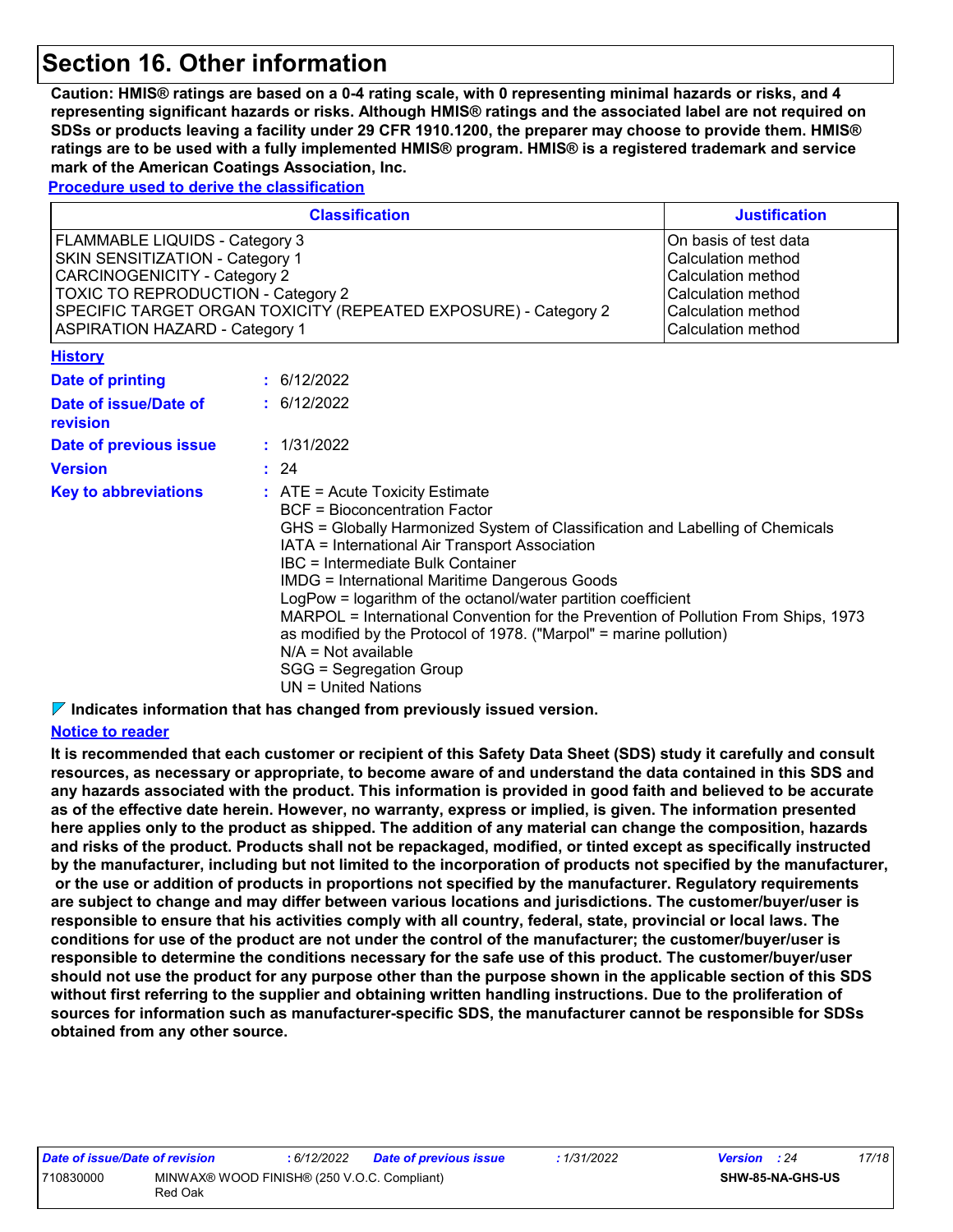## Section 16. Other information

**Caution: HMIS® ratings are based on a 0-4 rating scale, with 0 representing minimal hazards or risks, and 4 representing significant hazards or risks. Although HMIS® ratings and the associated label are not required on SDSs or products leaving a facility under 29 CFR 1910.1200, the preparer may choose to provide them. HMIS® ratings are to be used with a fully implemented HMIS® program. HMIS® is a registered trademark and service mark of the American Coatings Association, Inc.**

**Procedure used to derive the classification**

| Classification | Justification |
|---|---|
| FLAMMABLE LIQUIDS - Category 3 | On basis of test data |
| SKIN SENSITIZATION - Category 1 | Calculation method |
| CARCINOGENICITY - Category 2 | Calculation method |
| TOXIC TO REPRODUCTION - Category 2 | Calculation method |
| SPECIFIC TARGET ORGAN TOXICITY (REPEATED EXPOSURE) - Category 2 | Calculation method |
| ASPIRATION HAZARD - Category 1 | Calculation method |

**History**

**Date of printing** : 6/12/2022

**Date of issue/Date of revision** : 6/12/2022

**Date of previous issue** : 1/31/2022

**Version** : 24

**Key to abbreviations** : ATE = Acute Toxicity Estimate
BCF = Bioconcentration Factor
GHS = Globally Harmonized System of Classification and Labelling of Chemicals
IATA = International Air Transport Association
IBC = Intermediate Bulk Container
IMDG = International Maritime Dangerous Goods
LogPow = logarithm of the octanol/water partition coefficient
MARPOL = International Convention for the Prevention of Pollution From Ships, 1973 as modified by the Protocol of 1978. ("Marpol" = marine pollution)
N/A = Not available
SGG = Segregation Group
UN = United Nations

**Indicates information that has changed from previously issued version.**

**Notice to reader**

**It is recommended that each customer or recipient of this Safety Data Sheet (SDS) study it carefully and consult resources, as necessary or appropriate, to become aware of and understand the data contained in this SDS and any hazards associated with the product. This information is provided in good faith and believed to be accurate as of the effective date herein. However, no warranty, express or implied, is given. The information presented here applies only to the product as shipped. The addition of any material can change the composition, hazards and risks of the product. Products shall not be repackaged, modified, or tinted except as specifically instructed by the manufacturer, including but not limited to the incorporation of products not specified by the manufacturer, or the use or addition of products in proportions not specified by the manufacturer. Regulatory requirements are subject to change and may differ between various locations and jurisdictions. The customer/buyer/user is responsible to ensure that his activities comply with all country, federal, state, provincial or local laws. The conditions for use of the product are not under the control of the manufacturer; the customer/buyer/user is responsible to determine the conditions necessary for the safe use of this product. The customer/buyer/user should not use the product for any purpose other than the purpose shown in the applicable section of this SDS without first referring to the supplier and obtaining written handling instructions. Due to the proliferation of sources for information such as manufacturer-specific SDS, the manufacturer cannot be responsible for SDSs obtained from any other source.**